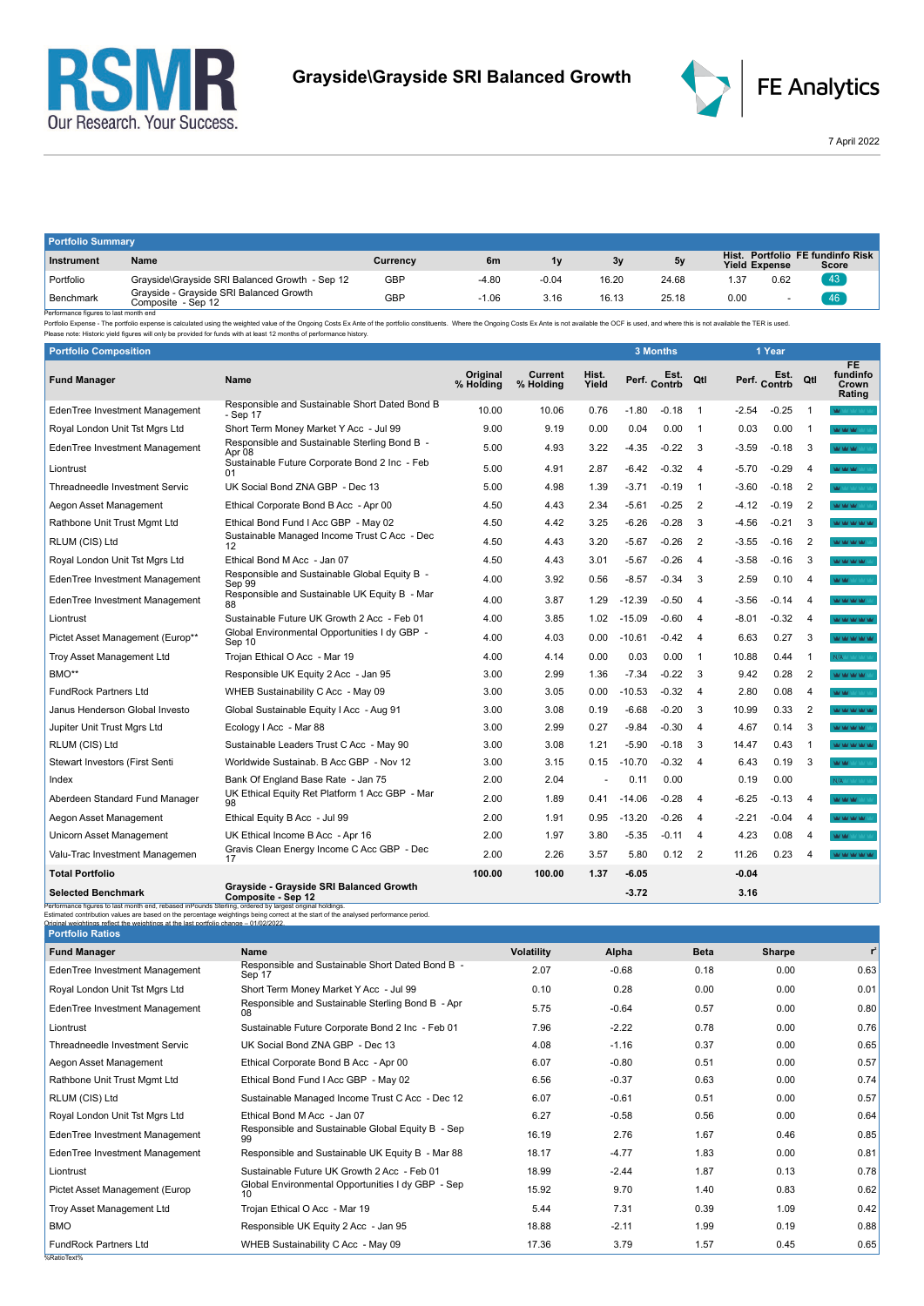RSMR Our Research. Your Success.

# Grayside\Grayside SRI Balanced Growth

FE Analytics

7 April 2022

## Portfolio Summary

| Instrument | Name | Currency | 6m | 1y | 3y | 5y | Hist. Yield | Portfolio Expense | FE fundinfo Risk Score |
|---|---|---|---|---|---|---|---|---|---|
| Portfolio | Grayside\Grayside SRI Balanced Growth - Sep 12 | GBP | -4.80 | -0.04 | 16.20 | 24.68 | 1.37 | 0.62 | 43 |
| Benchmark | Grayside - Grayside SRI Balanced Growth Composite - Sep 12 | GBP | -1.06 | 3.16 | 16.13 | 25.18 | 0.00 | - | 46 |

Performance figures to last month end

Portfolio Expense - The portfolio expense is calculated using the weighted value of the Ongoing Costs Ex Ante of the portfolio constituents. Where the Ongoing Costs Ex Ante is not available the OCF is used, and where this is not available the TER is used.

Please note: Historic yield figures will only be provided for funds with at least 12 months of performance history.

## Portfolio Composition

| Fund Manager | Name | Original % Holding | Current % Holding | Hist. Yield | 3 Months Perf. | 3 Months Est. Contrb | 3 Months Qtl | 1 Year Perf. | 1 Year Est. Contrb | 1 Year Qtl | FE fundinfo Crown Rating |
|---|---|---|---|---|---|---|---|---|---|---|---|
| EdenTree Investment Management | Responsible and Sustainable Short Dated Bond B - Sep 17 | 10.00 | 10.06 | 0.76 | -1.80 | -0.18 | 1 | -2.54 | -0.25 | 1 | |
| Royal London Unit Tst Mgrs Ltd | Short Term Money Market Y Acc - Jul 99 | 9.00 | 9.19 | 0.00 | 0.04 | 0.00 | 1 | 0.03 | 0.00 | 1 | |
| EdenTree Investment Management | Responsible and Sustainable Sterling Bond B - Apr 08 | 5.00 | 4.93 | 3.22 | -4.35 | -0.22 | 3 | -3.59 | -0.18 | 3 | |
| Liontrust | Sustainable Future Corporate Bond 2 Inc - Feb 01 | 5.00 | 4.91 | 2.87 | -6.42 | -0.32 | 4 | -5.70 | -0.29 | 4 | |
| Threadneedle Investment Servic | UK Social Bond ZNA GBP - Dec 13 | 5.00 | 4.98 | 1.39 | -3.71 | -0.19 | 1 | -3.60 | -0.18 | 2 | |
| Aegon Asset Management | Ethical Corporate Bond B Acc - Apr 00 | 4.50 | 4.43 | 2.34 | -5.61 | -0.25 | 2 | -4.12 | -0.19 | 2 | |
| Rathbone Unit Trust Mgmt Ltd | Ethical Bond Fund I Acc GBP - May 02 | 4.50 | 4.42 | 3.25 | -6.26 | -0.28 | 3 | -4.56 | -0.21 | 3 | |
| RLUM (CIS) Ltd | Sustainable Managed Income Trust C Acc - Dec 12 | 4.50 | 4.43 | 3.20 | -5.67 | -0.26 | 2 | -3.55 | -0.16 | 2 | |
| Royal London Unit Tst Mgrs Ltd | Ethical Bond M Acc - Jan 07 | 4.50 | 4.43 | 3.01 | -5.67 | -0.26 | 4 | -3.58 | -0.16 | 3 | |
| EdenTree Investment Management | Responsible and Sustainable Global Equity B - Sep 99 | 4.00 | 3.92 | 0.56 | -8.57 | -0.34 | 3 | 2.59 | 0.10 | 4 | |
| EdenTree Investment Management | Responsible and Sustainable UK Equity B - Mar 88 | 4.00 | 3.87 | 1.29 | -12.39 | -0.50 | 4 | -3.56 | -0.14 | 4 | |
| Liontrust | Sustainable Future UK Growth 2 Acc - Feb 01 | 4.00 | 3.85 | 1.02 | -15.09 | -0.60 | 4 | -8.01 | -0.32 | 4 | |
| Pictet Asset Management (Europ** | Global Environmental Opportunities I dy GBP - Sep 10 | 4.00 | 4.03 | 0.00 | -10.61 | -0.42 | 4 | 6.63 | 0.27 | 3 | |
| Troy Asset Management Ltd | Trojan Ethical O Acc - Mar 19 | 4.00 | 4.14 | 0.00 | 0.03 | 0.00 | 1 | 10.88 | 0.44 | 1 | N/A |
| BMO** | Responsible UK Equity 2 Acc - Jan 95 | 3.00 | 2.99 | 1.36 | -7.34 | -0.22 | 3 | 9.42 | 0.28 | 2 | |
| FundRock Partners Ltd | WHEB Sustainability C Acc - May 09 | 3.00 | 3.05 | 0.00 | -10.53 | -0.32 | 4 | 2.80 | 0.08 | 4 | |
| Janus Henderson Global Investo | Global Sustainable Equity I Acc - Aug 91 | 3.00 | 3.08 | 0.19 | -6.68 | -0.20 | 3 | 10.99 | 0.33 | 2 | |
| Jupiter Unit Trust Mgrs Ltd | Ecology I Acc - Mar 88 | 3.00 | 2.99 | 0.27 | -9.84 | -0.30 | 4 | 4.67 | 0.14 | 3 | |
| RLUM (CIS) Ltd | Sustainable Leaders Trust C Acc - May 90 | 3.00 | 3.08 | 1.21 | -5.90 | -0.18 | 3 | 14.47 | 0.43 | 1 | |
| Stewart Investors (First Senti | Worldwide Sustainab. B Acc GBP - Nov 12 | 3.00 | 3.15 | 0.15 | -10.70 | -0.32 | 4 | 6.43 | 0.19 | 3 | |
| Index | Bank Of England Base Rate - Jan 75 | 2.00 | 2.04 | - | 0.11 | 0.00 | | 0.19 | 0.00 | | N/A |
| Aberdeen Standard Fund Manager | UK Ethical Equity Ret Platform 1 Acc GBP - Mar 98 | 2.00 | 1.89 | 0.41 | -14.06 | -0.28 | 4 | -6.25 | -0.13 | 4 | |
| Aegon Asset Management | Ethical Equity B Acc - Jul 99 | 2.00 | 1.91 | 0.95 | -13.20 | -0.26 | 4 | -2.21 | -0.04 | 4 | |
| Unicorn Asset Management | UK Ethical Income B Acc - Apr 16 | 2.00 | 1.97 | 3.80 | -5.35 | -0.11 | 4 | 4.23 | 0.08 | 4 | |
| Valu-Trac Investment Managemen | Gravis Clean Energy Income C Acc GBP - Dec 17 | 2.00 | 2.26 | 3.57 | 5.80 | 0.12 | 2 | 11.26 | 0.23 | 4 | |
| **Total Portfolio** | | **100.00** | **100.00** | **1.37** | **-6.05** | | | **-0.04** | | | |
| **Selected Benchmark** | **Grayside - Grayside SRI Balanced Growth Composite - Sep 12** | | | | **-3.72** | | | **3.16** | | | |

Performance figures to last month end, rebased inPounds Sterling, ordered by largest original holdings.

Estimated contribution values are based on the percentage weightings being correct at the start of the analysed performance period.

Original weightings reflect the weightings at the last portfolio change – 01/02/2022.

## Portfolio Ratios

| Fund Manager | Name | Volatility | Alpha | Beta | Sharpe | $r^2$ |
|---|---|---|---|---|---|---|
| EdenTree Investment Management | Responsible and Sustainable Short Dated Bond B - Sep 17 | 2.07 | -0.68 | 0.18 | 0.00 | 0.63 |
| Royal London Unit Tst Mgrs Ltd | Short Term Money Market Y Acc - Jul 99 | 0.10 | 0.28 | 0.00 | 0.00 | 0.01 |
| EdenTree Investment Management | Responsible and Sustainable Sterling Bond B - Apr 08 | 5.75 | -0.64 | 0.57 | 0.00 | 0.80 |
| Liontrust | Sustainable Future Corporate Bond 2 Inc - Feb 01 | 7.96 | -2.22 | 0.78 | 0.00 | 0.76 |
| Threadneedle Investment Servic | UK Social Bond ZNA GBP - Dec 13 | 4.08 | -1.16 | 0.37 | 0.00 | 0.65 |
| Aegon Asset Management | Ethical Corporate Bond B Acc - Apr 00 | 6.07 | -0.80 | 0.51 | 0.00 | 0.57 |
| Rathbone Unit Trust Mgmt Ltd | Ethical Bond Fund I Acc GBP - May 02 | 6.56 | -0.37 | 0.63 | 0.00 | 0.74 |
| RLUM (CIS) Ltd | Sustainable Managed Income Trust C Acc - Dec 12 | 6.07 | -0.61 | 0.51 | 0.00 | 0.57 |
| Royal London Unit Tst Mgrs Ltd | Ethical Bond M Acc - Jan 07 | 6.27 | -0.58 | 0.56 | 0.00 | 0.64 |
| EdenTree Investment Management | Responsible and Sustainable Global Equity B - Sep 99 | 16.19 | 2.76 | 1.67 | 0.46 | 0.85 |
| EdenTree Investment Management | Responsible and Sustainable UK Equity B - Mar 88 | 18.17 | -4.77 | 1.83 | 0.00 | 0.81 |
| Liontrust | Sustainable Future UK Growth 2 Acc - Feb 01 | 18.99 | -2.44 | 1.87 | 0.13 | 0.78 |
| Pictet Asset Management (Europ | Global Environmental Opportunities I dy GBP - Sep 10 | 15.92 | 9.70 | 1.40 | 0.83 | 0.62 |
| Troy Asset Management Ltd | Trojan Ethical O Acc - Mar 19 | 5.44 | 7.31 | 0.39 | 1.09 | 0.42 |
| BMO | Responsible UK Equity 2 Acc - Jan 95 | 18.88 | -2.11 | 1.99 | 0.19 | 0.88 |
| FundRock Partners Ltd | WHEB Sustainability C Acc - May 09 | 17.36 | 3.79 | 1.57 | 0.45 | 0.65 |

%RatioText%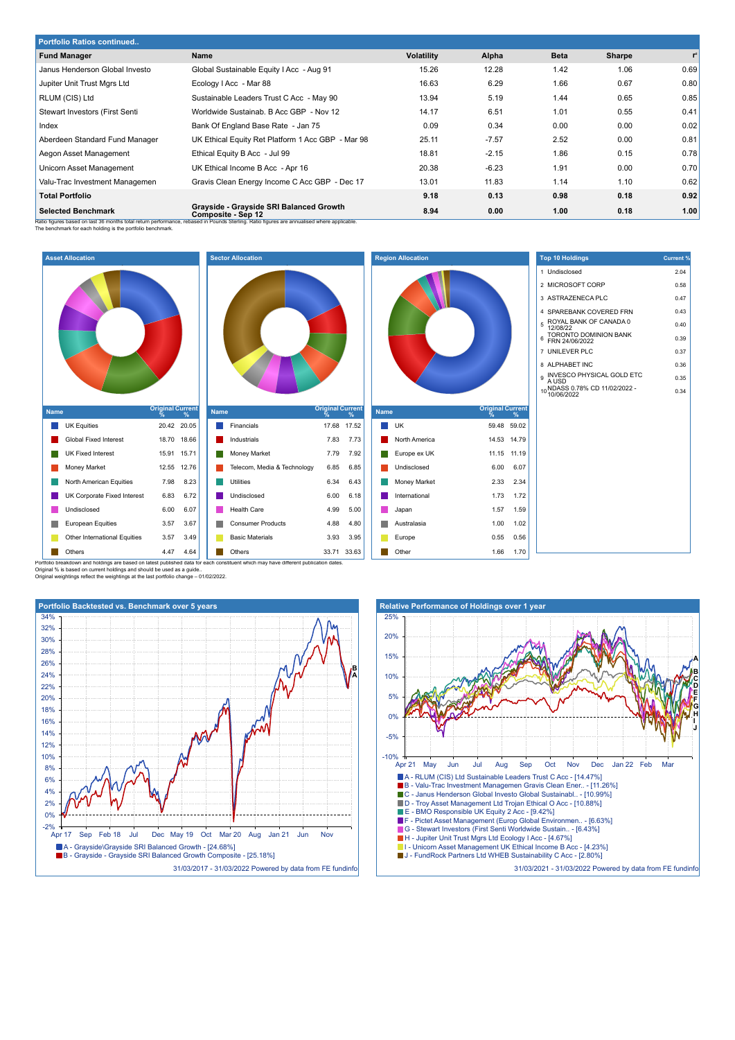## Portfolio Ratios continued..

| Fund Manager | Name | Volatility | Alpha | Beta | Sharpe | r² |
|---|---|---|---|---|---|---|
| Janus Henderson Global Investo | Global Sustainable Equity I Acc - Aug 91 | 15.26 | 12.28 | 1.42 | 1.06 | 0.69 |
| Jupiter Unit Trust Mgrs Ltd | Ecology I Acc - Mar 88 | 16.63 | 6.29 | 1.66 | 0.67 | 0.80 |
| RLUM (CIS) Ltd | Sustainable Leaders Trust C Acc - May 90 | 13.94 | 5.19 | 1.44 | 0.65 | 0.85 |
| Stewart Investors (First Senti | Worldwide Sustainab. B Acc GBP - Nov 12 | 14.17 | 6.51 | 1.01 | 0.55 | 0.41 |
| Index | Bank Of England Base Rate - Jan 75 | 0.09 | 0.34 | 0.00 | 0.00 | 0.02 |
| Aberdeen Standard Fund Manager | UK Ethical Equity Ret Platform 1 Acc GBP - Mar 98 | 25.11 | -7.57 | 2.52 | 0.00 | 0.81 |
| Aegon Asset Management | Ethical Equity B Acc - Jul 99 | 18.81 | -2.15 | 1.86 | 0.15 | 0.78 |
| Unicorn Asset Management | UK Ethical Income B Acc - Apr 16 | 20.38 | -6.23 | 1.91 | 0.00 | 0.70 |
| Valu-Trac Investment Managemen | Gravis Clean Energy Income C Acc GBP - Dec 17 | 13.01 | 11.83 | 1.14 | 1.10 | 0.62 |
| **Total Portfolio** | | **9.18** | **0.13** | **0.98** | **0.18** | **0.92** |
| **Selected Benchmark** | **Grayside - Grayside SRI Balanced Growth Composite - Sep 12** | **8.94** | **0.00** | **1.00** | **0.18** | **1.00** |

Ratio figures based on last 36 months total return performance, rebased in Pounds Sterling. Ratio figures are annualised where applicable.
The benchmark for each holding is the portfolio benchmark.

### Asset Allocation

| Name | Original % | Current % |
|---|---|---|
| UK Equities | 20.42 | 20.05 |
| Global Fixed Interest | 18.70 | 18.66 |
| UK Fixed Interest | 15.91 | 15.71 |
| Money Market | 12.55 | 12.76 |
| North American Equities | 7.98 | 8.23 |
| UK Corporate Fixed Interest | 6.83 | 6.72 |
| Undisclosed | 6.00 | 6.07 |
| European Equities | 3.57 | 3.67 |
| Other International Equities | 3.57 | 3.49 |
| Others | 4.47 | 4.64 |

### Sector Allocation

| Name | Original % | Current % |
|---|---|---|
| Financials | 17.68 | 17.52 |
| Industrials | 7.83 | 7.73 |
| Money Market | 7.79 | 7.92 |
| Telecom, Media & Technology | 6.85 | 6.85 |
| Utilities | 6.34 | 6.43 |
| Undisclosed | 6.00 | 6.18 |
| Health Care | 4.99 | 5.00 |
| Consumer Products | 4.88 | 4.80 |
| Basic Materials | 3.93 | 3.95 |
| Others | 33.71 | 33.63 |

### Region Allocation

| Name | Original % | Current % |
|---|---|---|
| UK | 59.48 | 59.02 |
| North America | 14.53 | 14.79 |
| Europe ex UK | 11.15 | 11.19 |
| Undisclosed | 6.00 | 6.07 |
| Money Market | 2.33 | 2.34 |
| International | 1.73 | 1.72 |
| Japan | 1.57 | 1.59 |
| Australasia | 1.00 | 1.02 |
| Europe | 0.55 | 0.56 |
| Other | 1.66 | 1.70 |

### Top 10 Holdings

| | Name | Current % |
|---|---|---|
| 1 | Undisclosed | 2.04 |
| 2 | MICROSOFT CORP | 0.58 |
| 3 | ASTRAZENECA PLC | 0.47 |
| 4 | SPAREBANK COVERED FRN | 0.43 |
| 5 | ROYAL BANK OF CANADA 0 12/08/22 | 0.40 |
| 6 | TORONTO DOMINION BANK FRN 24/06/2022 | 0.39 |
| 7 | UNILEVER PLC | 0.37 |
| 8 | ALPHABET INC | 0.36 |
| 9 | INVESCO PHYSICAL GOLD ETC A USD | 0.35 |
| 10 | NDASS 0.78% CD 11/02/2022 - 10/06/2022 | 0.34 |

Portfolio breakdown and holdings are based on latest published data for each constituent which may have different publication dates.
Original % is based on current holdings and should be used as a guide..
Original weightings reflect the weightings at the last portfolio change – 01/02/2022.

### Portfolio Backtested vs. Benchmark over 5 years

- A - Grayside\Grayside SRI Balanced Growth - [24.68%]
- B - Grayside - Grayside SRI Balanced Growth Composite - [25.18%]

31/03/2017 - 31/03/2022 Powered by data from FE fundinfo

### Relative Performance of Holdings over 1 year

- A - RLUM (CIS) Ltd Sustainable Leaders Trust C Acc - [14.47%]
- B - Valu-Trac Investment Managemen Gravis Clean Ener.. - [11.26%]
- C - Janus Henderson Global Investo Global Sustainabl.. - [10.99%]
- D - Troy Asset Management Ltd Trojan Ethical O Acc - [10.88%]
- E - BMO Responsible UK Equity 2 Acc - [9.42%]
- F - Pictet Asset Management (Europ Global Environmen.. - [6.63%]
- G - Stewart Investors (First Senti Worldwide Sustain.. - [6.43%]
- H - Jupiter Unit Trust Mgrs Ltd Ecology I Acc - [4.67%]
- I - Unicorn Asset Management UK Ethical Income B Acc - [4.23%]
- J - FundRock Partners Ltd WHEB Sustainability C Acc - [2.80%]

31/03/2021 - 31/03/2022 Powered by data from FE fundinfo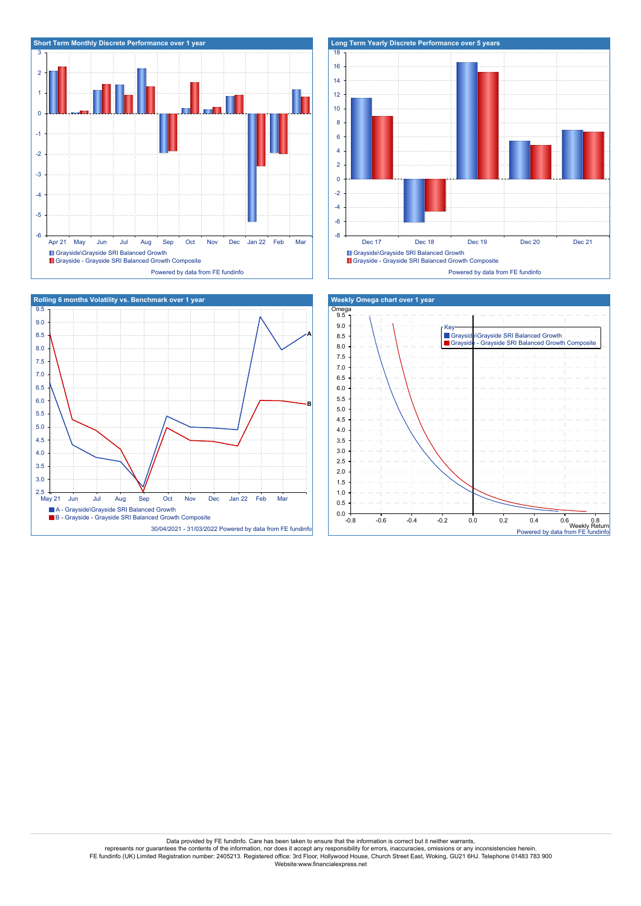## Short Term Monthly Discrete Performance over 1 year

3
2
1
0
-1
-2
-3
-4
-5
-6

Apr 21 May Jun Jul Aug Sep Oct Nov Dec Jan 22 Feb Mar

Grayside\Grayside SRI Balanced Growth
Grayside - Grayside SRI Balanced Growth Composite

Powered by data from FE fundinfo

## Long Term Yearly Discrete Performance over 5 years

18
16
14
12
10
8
6
4
2
0
-2
-4
-6
-8

Dec 17 Dec 18 Dec 19 Dec 20 Dec 21

Grayside\Grayside SRI Balanced Growth
Grayside - Grayside SRI Balanced Growth Composite

Powered by data from FE fundinfo

## Rolling 6 months Volatility vs. Benchmark over 1 year

9.5
9.0
8.5
8.0
7.5
7.0
6.5
6.0
5.5
5.0
4.5
4.0
3.5
3.0
2.5

May 21 Jun Jul Aug Sep Oct Nov Dec Jan 22 Feb Mar

A
B

A - Grayside\Grayside SRI Balanced Growth
B - Grayside - Grayside SRI Balanced Growth Composite

30/04/2021 - 31/03/2022 Powered by data from FE fundinfo

## Weekly Omega chart over 1 year

Omega

9.5
9.0
8.5
8.0
7.5
7.0
6.5
6.0
5.5
5.0
4.5
4.0
3.5
3.0
2.5
2.0
1.5
1.0
0.5
0.0

-0.8 -0.6 -0.4 -0.2 0.0 0.2 0.4 0.6 0.8

Weekly Return

Key
Grayside\Grayside SRI Balanced Growth
Grayside - Grayside SRI Balanced Growth Composite

Powered by data from FE fundinfo

Data provided by FE fundinfo. Care has been taken to ensure that the information is correct but it neither warrants, represents nor guarantees the contents of the information, nor does it accept any responsibility for errors, inaccuracies, omissions or any inconsistencies herein.
FE fundinfo (UK) Limited Registration number: 2405213. Registered office: 3rd Floor, Hollywood House, Church Street East, Woking, GU21 6HJ. Telephone 01483 783 900
Website:www.financialexpress.net